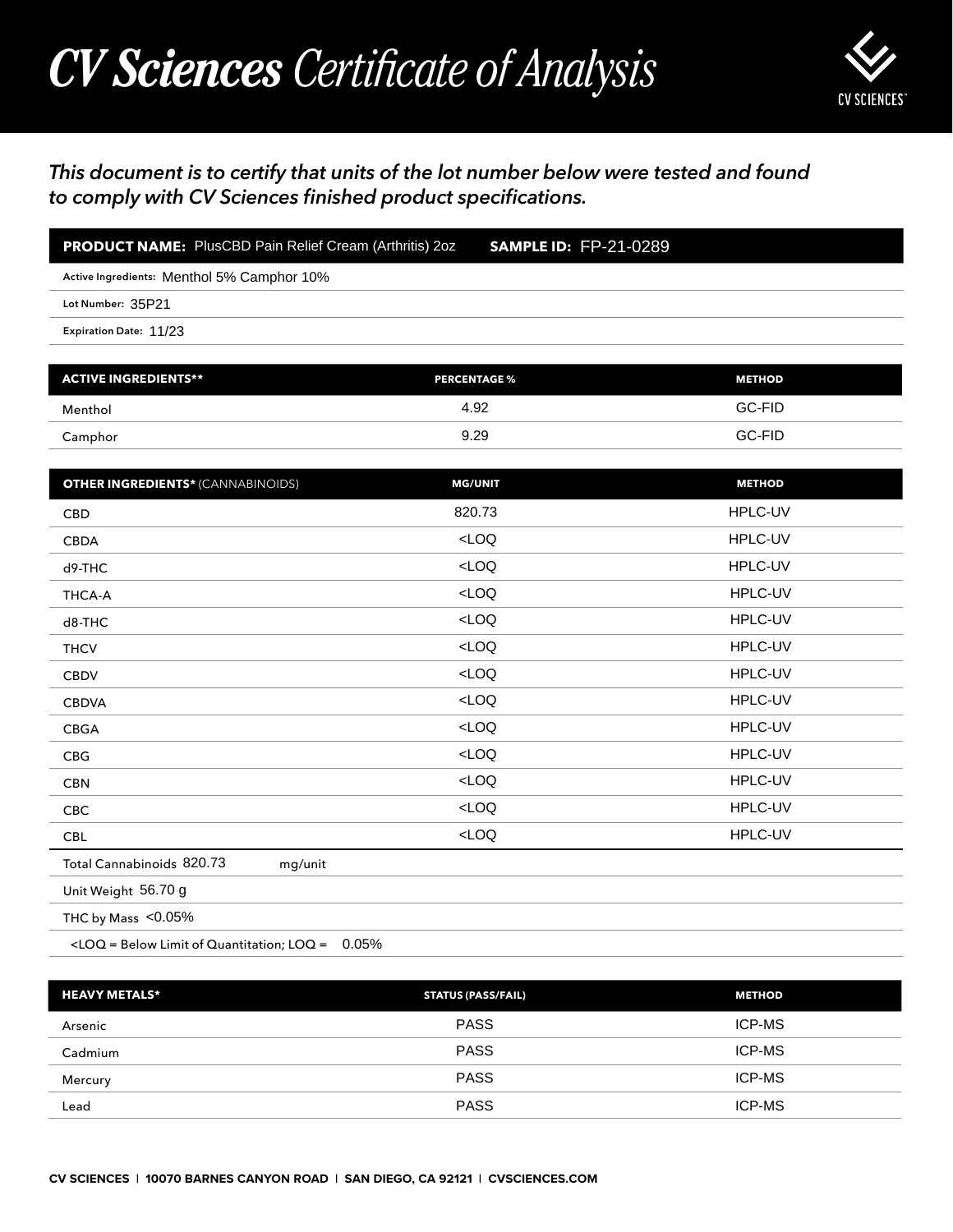# CV Sciences Certificate of Analysis

*This document is to certify that units of the lot number below were tested and found to comply with CV Sciences finished product specifications.*

**PRODUCT NAME:** PlusCBD Pain Relief Cream (Arthritis) 2oz **SAMPLE ID:** FP-21-0289

Active Ingredients: Menthol 5% Camphor 10%

Lot Number: 35P21

Expiration Date: 11/23

| ACTIVE INGREDIENTS** | PERCENTAGE % | METHOD |
| --- | --- | --- |
| Menthol | 4.92 | GC-FID |
| Camphor | 9.29 | GC-FID |

| OTHER INGREDIENTS* (CANNABINOIDS) | MG/UNIT | METHOD |
| --- | --- | --- |
| CBD | 820.73 | HPLC-UV |
| CBDA | <LOQ | HPLC-UV |
| d9-THC | <LOQ | HPLC-UV |
| THCA-A | <LOQ | HPLC-UV |
| d8-THC | <LOQ | HPLC-UV |
| THCV | <LOQ | HPLC-UV |
| CBDV | <LOQ | HPLC-UV |
| CBDVA | <LOQ | HPLC-UV |
| CBGA | <LOQ | HPLC-UV |
| CBG | <LOQ | HPLC-UV |
| CBN | <LOQ | HPLC-UV |
| CBC | <LOQ | HPLC-UV |
| CBL | <LOQ | HPLC-UV |

Total Cannabinoids 820.73 mg/unit

Unit Weight 56.70 g

THC by Mass <0.05%

<LOQ = Below Limit of Quantitation; LOQ = 0.05%

| HEAVY METALS* | STATUS (PASS/FAIL) | METHOD |
| --- | --- | --- |
| Arsenic | PASS | ICP-MS |
| Cadmium | PASS | ICP-MS |
| Mercury | PASS | ICP-MS |
| Lead | PASS | ICP-MS |

CV SCIENCES | 10070 BARNES CANYON ROAD | SAN DIEGO, CA 92121 | CVSCIENCES.COM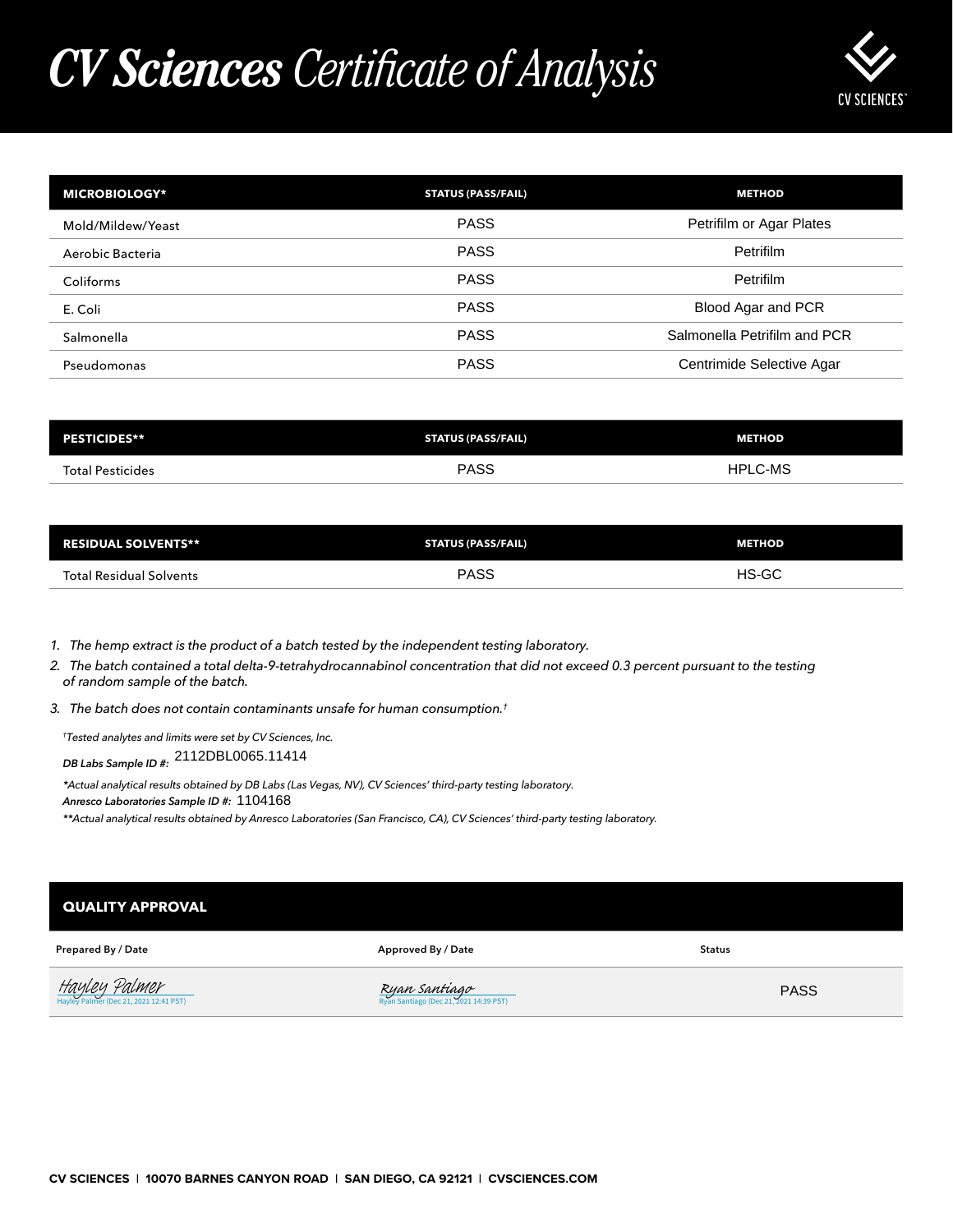# *CV Sciences* Certificate of Analysis

| MICROBIOLOGY* | STATUS (PASS/FAIL) | METHOD |
|---|---|---|
| Mold/Mildew/Yeast | PASS | Petrifilm or Agar Plates |
| Aerobic Bacteria | PASS | Petrifilm |
| Coliforms | PASS | Petrifilm |
| E. Coli | PASS | Blood Agar and PCR |
| Salmonella | PASS | Salmonella Petrifilm and PCR |
| Pseudomonas | PASS | Centrimide Selective Agar |

| PESTICIDES** | STATUS (PASS/FAIL) | METHOD |
|---|---|---|
| Total Pesticides | PASS | HPLC-MS |

| RESIDUAL SOLVENTS** | STATUS (PASS/FAIL) | METHOD |
|---|---|---|
| Total Residual Solvents | PASS | HS-GC |

1. *The hemp extract is the product of a batch tested by the independent testing laboratory.*
2. *The batch contained a total delta-9-tetrahydrocannabinol concentration that did not exceed 0.3 percent pursuant to the testing of random sample of the batch.*
3. *The batch does not contain contaminants unsafe for human consumption.†*

*†Tested analytes and limits were set by CV Sciences, Inc.*

***DB Labs Sample ID #:*** 2112DBL0065.11414

**Actual analytical results obtained by DB Labs (Las Vegas, NV), CV Sciences' third-party testing laboratory.*

***Anresco Laboratories Sample ID #:*** 1104168

***Actual analytical results obtained by Anresco Laboratories (San Francisco, CA), CV Sciences' third-party testing laboratory.*

## QUALITY APPROVAL

| Prepared By / Date | Approved By / Date | Status |
|---|---|---|
| Hayley Palmer<br>Hayley Palmer (Dec 21, 2021 12:41 PST) | Ryan Santiago<br>Ryan Santiago (Dec 21, 2021 14:39 PST) | PASS |

**CV SCIENCES | 10070 BARNES CANYON ROAD | SAN DIEGO, CA 92121 | CVSCIENCES.COM**